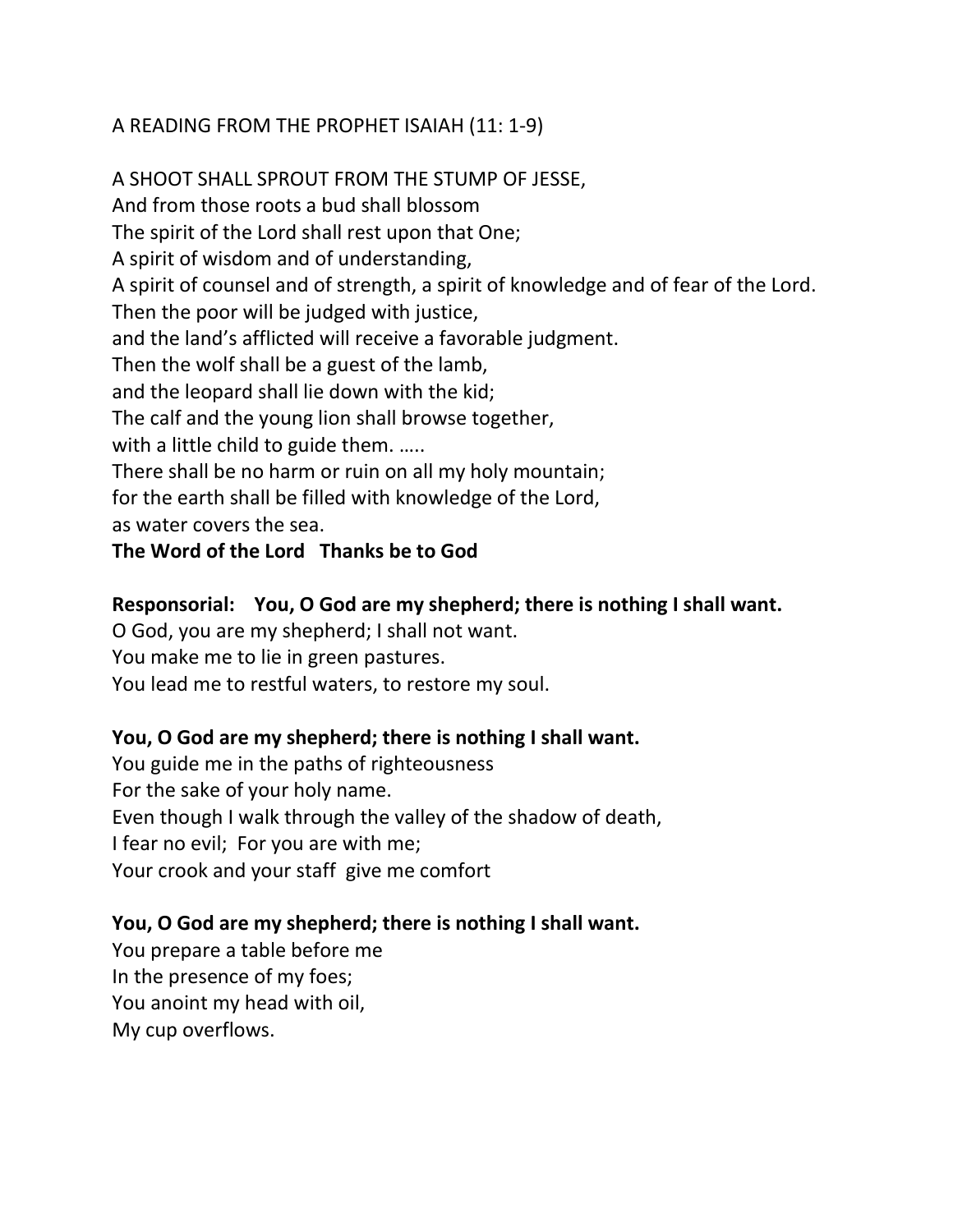A READING FROM THE PROPHET ISAIAH (11: 1-9)

A SHOOT SHALL SPROUT FROM THE STUMP OF JESSE,
And from those roots a bud shall blossom
The spirit of the Lord shall rest upon that One;
A spirit of wisdom and of understanding,
A spirit of counsel and of strength, a spirit of knowledge and of fear of the Lord.
Then the poor will be judged with justice,
and the land's afflicted will receive a favorable judgment.
Then the wolf shall be a guest of the lamb,
and the leopard shall lie down with the kid;
The calf and the young lion shall browse together,
with a little child to guide them. …..
There shall be no harm or ruin on all my holy mountain;
for the earth shall be filled with knowledge of the Lord,
as water covers the sea.
**The Word of the Lord   Thanks be to God**

**Responsorial:   You, O God are my shepherd; there is nothing I shall want.**
O God, you are my shepherd; I shall not want.
You make me to lie in green pastures.
You lead me to restful waters, to restore my soul.

**You, O God are my shepherd; there is nothing I shall want.**
You guide me in the paths of righteousness
For the sake of your holy name.
Even though I walk through the valley of the shadow of death,
I fear no evil; For you are with me;
Your crook and your staff give me comfort

**You, O God are my shepherd; there is nothing I shall want.**
You prepare a table before me
In the presence of my foes;
You anoint my head with oil,
My cup overflows.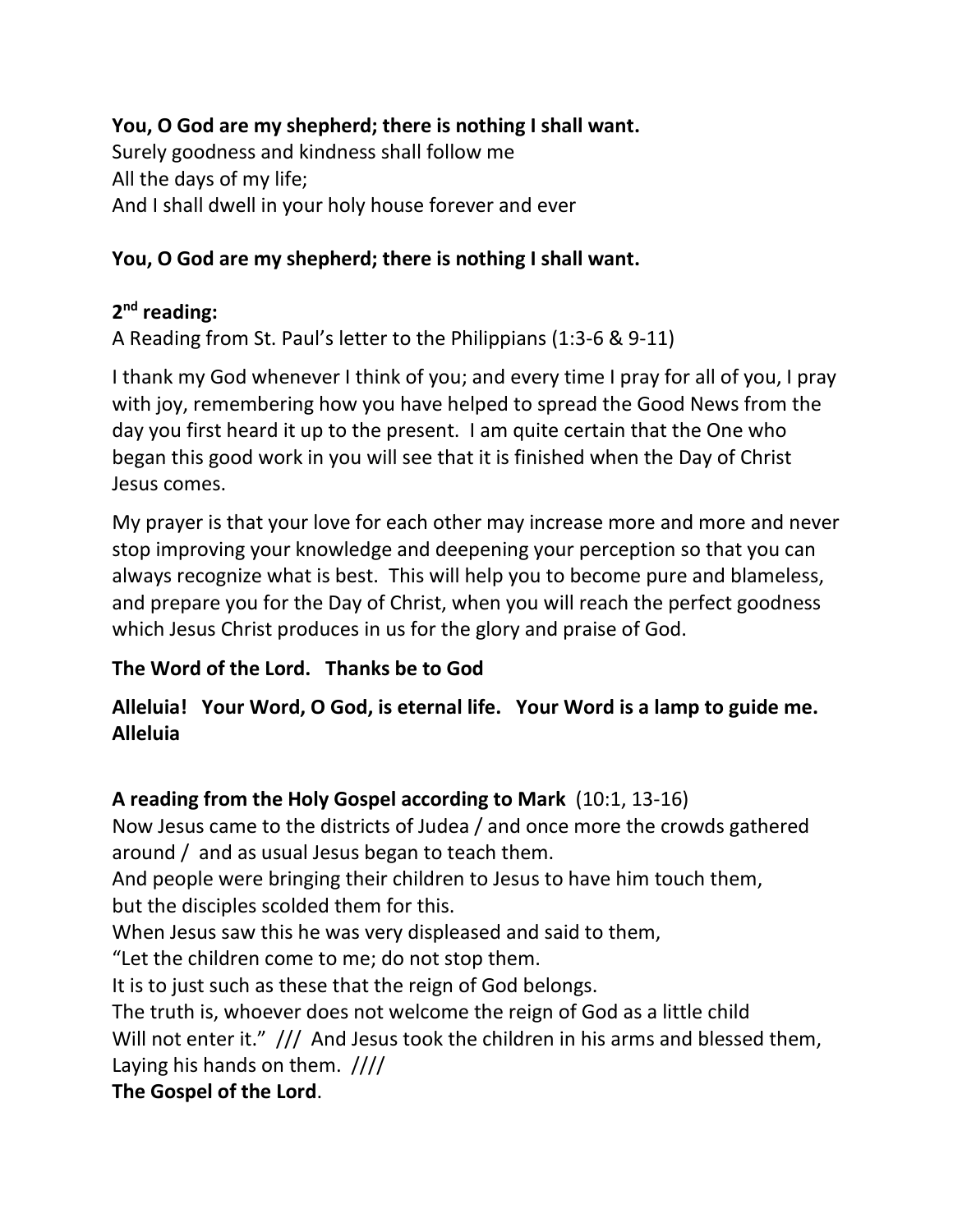**You, O God are my shepherd; there is nothing I shall want.**
Surely goodness and kindness shall follow me
All the days of my life;
And I shall dwell in your holy house forever and ever

**You, O God are my shepherd; there is nothing I shall want.**

**2nd reading:**
A Reading from St. Paul's letter to the Philippians (1:3-6 & 9-11)

I thank my God whenever I think of you; and every time I pray for all of you, I pray with joy, remembering how you have helped to spread the Good News from the day you first heard it up to the present. I am quite certain that the One who began this good work in you will see that it is finished when the Day of Christ Jesus comes.

My prayer is that your love for each other may increase more and more and never stop improving your knowledge and deepening your perception so that you can always recognize what is best. This will help you to become pure and blameless, and prepare you for the Day of Christ, when you will reach the perfect goodness which Jesus Christ produces in us for the glory and praise of God.

**The Word of the Lord. Thanks be to God**

**Alleluia! Your Word, O God, is eternal life. Your Word is a lamp to guide me. Alleluia**

**A reading from the Holy Gospel according to Mark** (10:1, 13-16)
Now Jesus came to the districts of Judea / and once more the crowds gathered around / and as usual Jesus began to teach them.
And people were bringing their children to Jesus to have him touch them,
but the disciples scolded them for this.
When Jesus saw this he was very displeased and said to them,
"Let the children come to me; do not stop them.
It is to just such as these that the reign of God belongs.
The truth is, whoever does not welcome the reign of God as a little child
Will not enter it." /// And Jesus took the children in his arms and blessed them,
Laying his hands on them. ////
**The Gospel of the Lord**.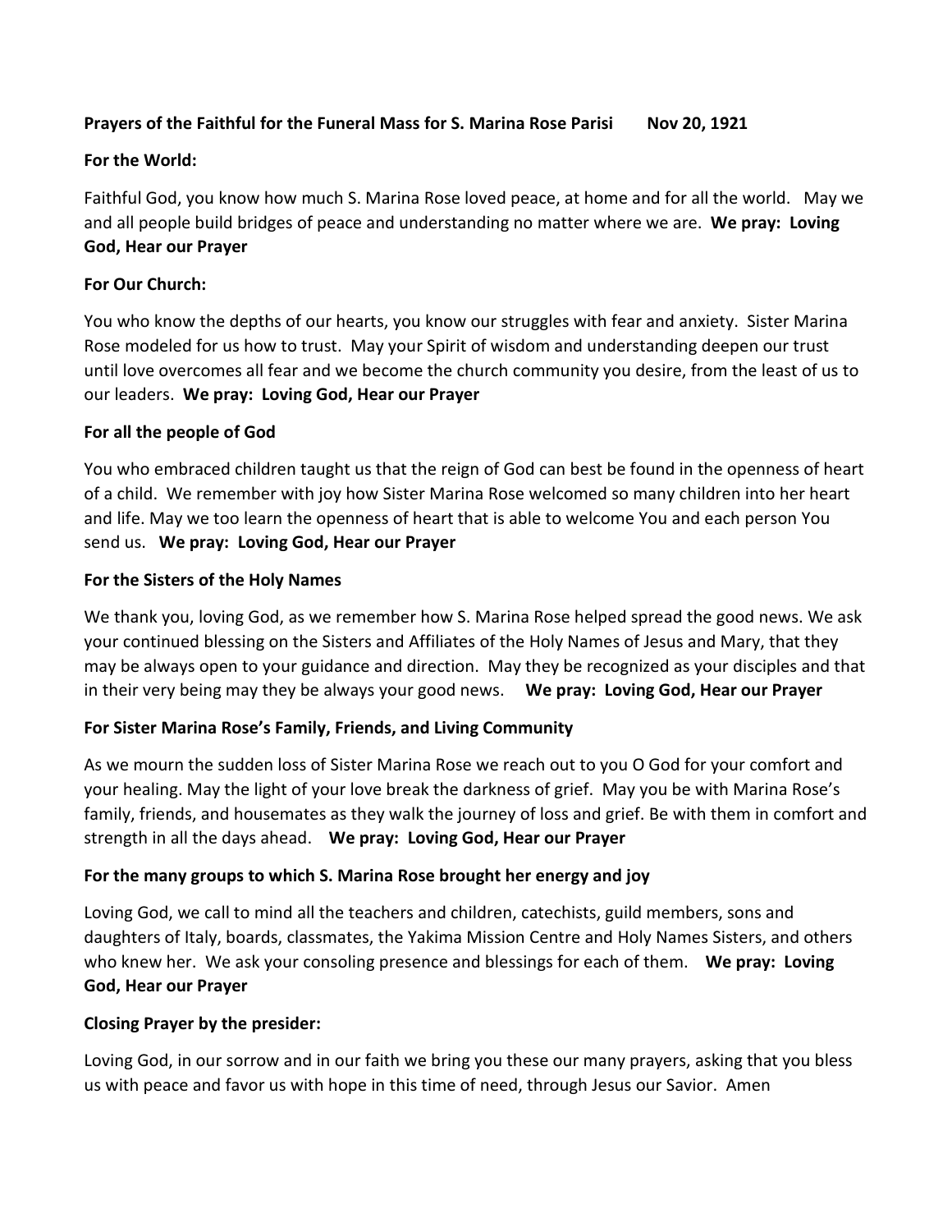**Prayers of the Faithful for the Funeral Mass for S. Marina Rose Parisi        Nov 20, 1921**

**For the World:**

Faithful God, you know how much S. Marina Rose loved peace, at home and for all the world. May we and all people build bridges of peace and understanding no matter where we are. **We pray: Loving God, Hear our Prayer**

**For Our Church:**

You who know the depths of our hearts, you know our struggles with fear and anxiety. Sister Marina Rose modeled for us how to trust. May your Spirit of wisdom and understanding deepen our trust until love overcomes all fear and we become the church community you desire, from the least of us to our leaders. **We pray: Loving God, Hear our Prayer**

**For all the people of God**

You who embraced children taught us that the reign of God can best be found in the openness of heart of a child. We remember with joy how Sister Marina Rose welcomed so many children into her heart and life. May we too learn the openness of heart that is able to welcome You and each person You send us. **We pray: Loving God, Hear our Prayer**

**For the Sisters of the Holy Names**

We thank you, loving God, as we remember how S. Marina Rose helped spread the good news. We ask your continued blessing on the Sisters and Affiliates of the Holy Names of Jesus and Mary, that they may be always open to your guidance and direction. May they be recognized as your disciples and that in their very being may they be always your good news. **We pray: Loving God, Hear our Prayer**

**For Sister Marina Rose's Family, Friends, and Living Community**

As we mourn the sudden loss of Sister Marina Rose we reach out to you O God for your comfort and your healing. May the light of your love break the darkness of grief. May you be with Marina Rose's family, friends, and housemates as they walk the journey of loss and grief. Be with them in comfort and strength in all the days ahead. **We pray: Loving God, Hear our Prayer**

**For the many groups to which S. Marina Rose brought her energy and joy**

Loving God, we call to mind all the teachers and children, catechists, guild members, sons and daughters of Italy, boards, classmates, the Yakima Mission Centre and Holy Names Sisters, and others who knew her. We ask your consoling presence and blessings for each of them. **We pray: Loving God, Hear our Prayer**

**Closing Prayer by the presider:**

Loving God, in our sorrow and in our faith we bring you these our many prayers, asking that you bless us with peace and favor us with hope in this time of need, through Jesus our Savior. Amen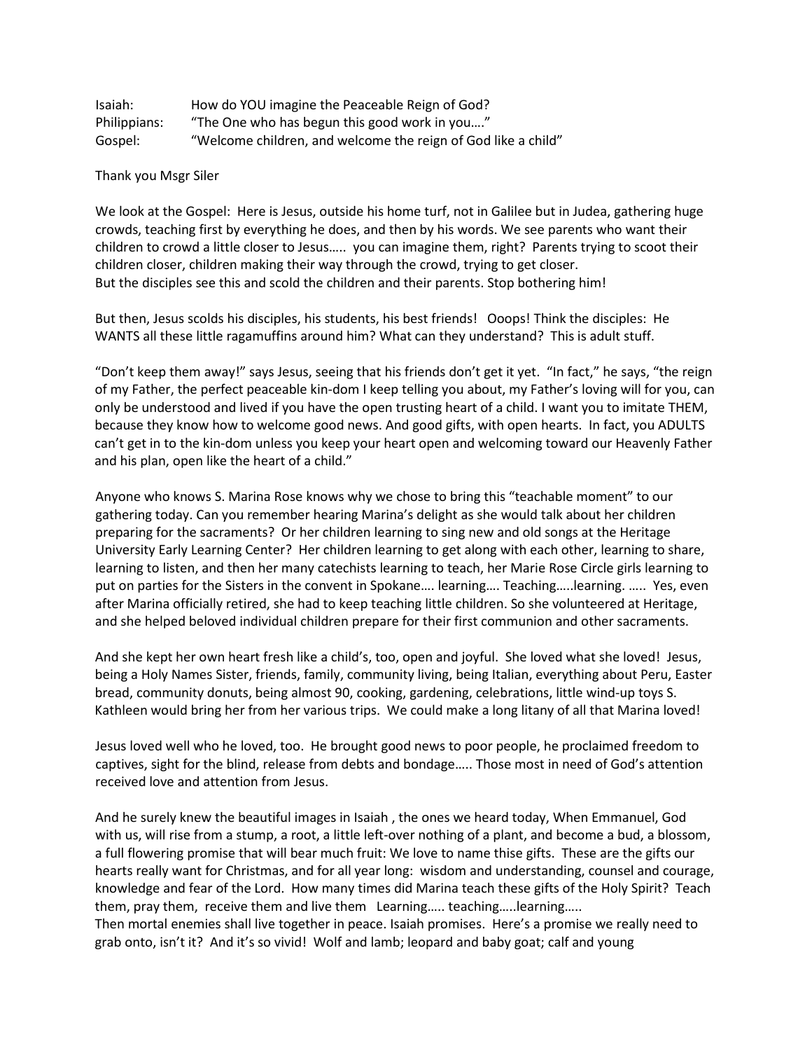Isaiah: How do YOU imagine the Peaceable Reign of God?
Philippians: "The One who has begun this good work in you…."
Gospel: "Welcome children, and welcome the reign of God like a child"

Thank you Msgr Siler

We look at the Gospel: Here is Jesus, outside his home turf, not in Galilee but in Judea, gathering huge crowds, teaching first by everything he does, and then by his words. We see parents who want their children to crowd a little closer to Jesus….. you can imagine them, right? Parents trying to scoot their children closer, children making their way through the crowd, trying to get closer.
But the disciples see this and scold the children and their parents. Stop bothering him!

But then, Jesus scolds his disciples, his students, his best friends! Ooops! Think the disciples: He WANTS all these little ragamuffins around him? What can they understand? This is adult stuff.

"Don't keep them away!" says Jesus, seeing that his friends don't get it yet. "In fact," he says, "the reign of my Father, the perfect peaceable kin-dom I keep telling you about, my Father's loving will for you, can only be understood and lived if you have the open trusting heart of a child. I want you to imitate THEM, because they know how to welcome good news. And good gifts, with open hearts. In fact, you ADULTS can't get in to the kin-dom unless you keep your heart open and welcoming toward our Heavenly Father and his plan, open like the heart of a child."

Anyone who knows S. Marina Rose knows why we chose to bring this "teachable moment" to our gathering today. Can you remember hearing Marina's delight as she would talk about her children preparing for the sacraments? Or her children learning to sing new and old songs at the Heritage University Early Learning Center? Her children learning to get along with each other, learning to share, learning to listen, and then her many catechists learning to teach, her Marie Rose Circle girls learning to put on parties for the Sisters in the convent in Spokane…. learning…. Teaching…..learning. ….. Yes, even after Marina officially retired, she had to keep teaching little children. So she volunteered at Heritage, and she helped beloved individual children prepare for their first communion and other sacraments.

And she kept her own heart fresh like a child's, too, open and joyful. She loved what she loved! Jesus, being a Holy Names Sister, friends, family, community living, being Italian, everything about Peru, Easter bread, community donuts, being almost 90, cooking, gardening, celebrations, little wind-up toys S. Kathleen would bring her from her various trips. We could make a long litany of all that Marina loved!

Jesus loved well who he loved, too. He brought good news to poor people, he proclaimed freedom to captives, sight for the blind, release from debts and bondage….. Those most in need of God's attention received love and attention from Jesus.

And he surely knew the beautiful images in Isaiah , the ones we heard today, When Emmanuel, God with us, will rise from a stump, a root, a little left-over nothing of a plant, and become a bud, a blossom, a full flowering promise that will bear much fruit: We love to name thise gifts. These are the gifts our hearts really want for Christmas, and for all year long: wisdom and understanding, counsel and courage, knowledge and fear of the Lord. How many times did Marina teach these gifts of the Holy Spirit? Teach them, pray them, receive them and live them Learning….. teaching…..learning…..
Then mortal enemies shall live together in peace. Isaiah promises. Here's a promise we really need to grab onto, isn't it? And it's so vivid! Wolf and lamb; leopard and baby goat; calf and young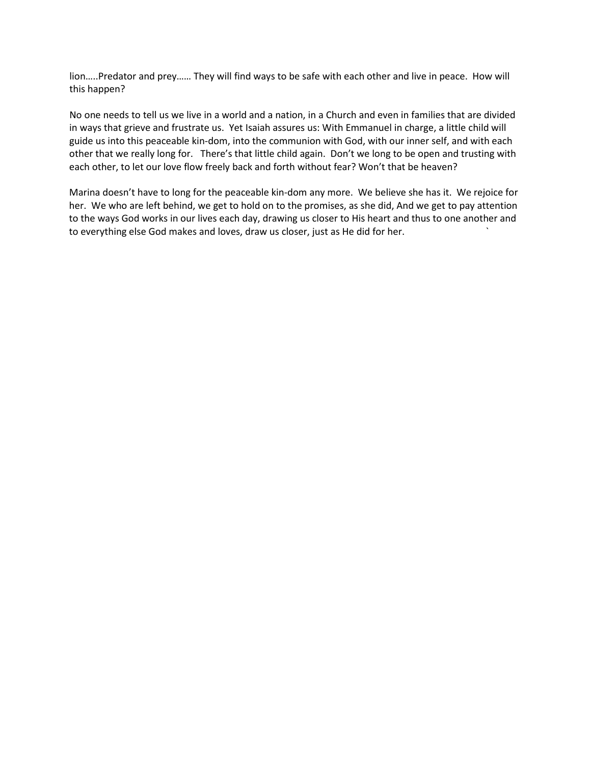lion…..Predator and prey…… They will find ways to be safe with each other and live in peace. How will this happen?

No one needs to tell us we live in a world and a nation, in a Church and even in families that are divided in ways that grieve and frustrate us. Yet Isaiah assures us: With Emmanuel in charge, a little child will guide us into this peaceable kin-dom, into the communion with God, with our inner self, and with each other that we really long for. There's that little child again. Don't we long to be open and trusting with each other, to let our love flow freely back and forth without fear? Won't that be heaven?

Marina doesn't have to long for the peaceable kin-dom any more. We believe she has it. We rejoice for her. We who are left behind, we get to hold on to the promises, as she did, And we get to pay attention to the ways God works in our lives each day, drawing us closer to His heart and thus to one another and to everything else God makes and loves, draw us closer, just as He did for her.